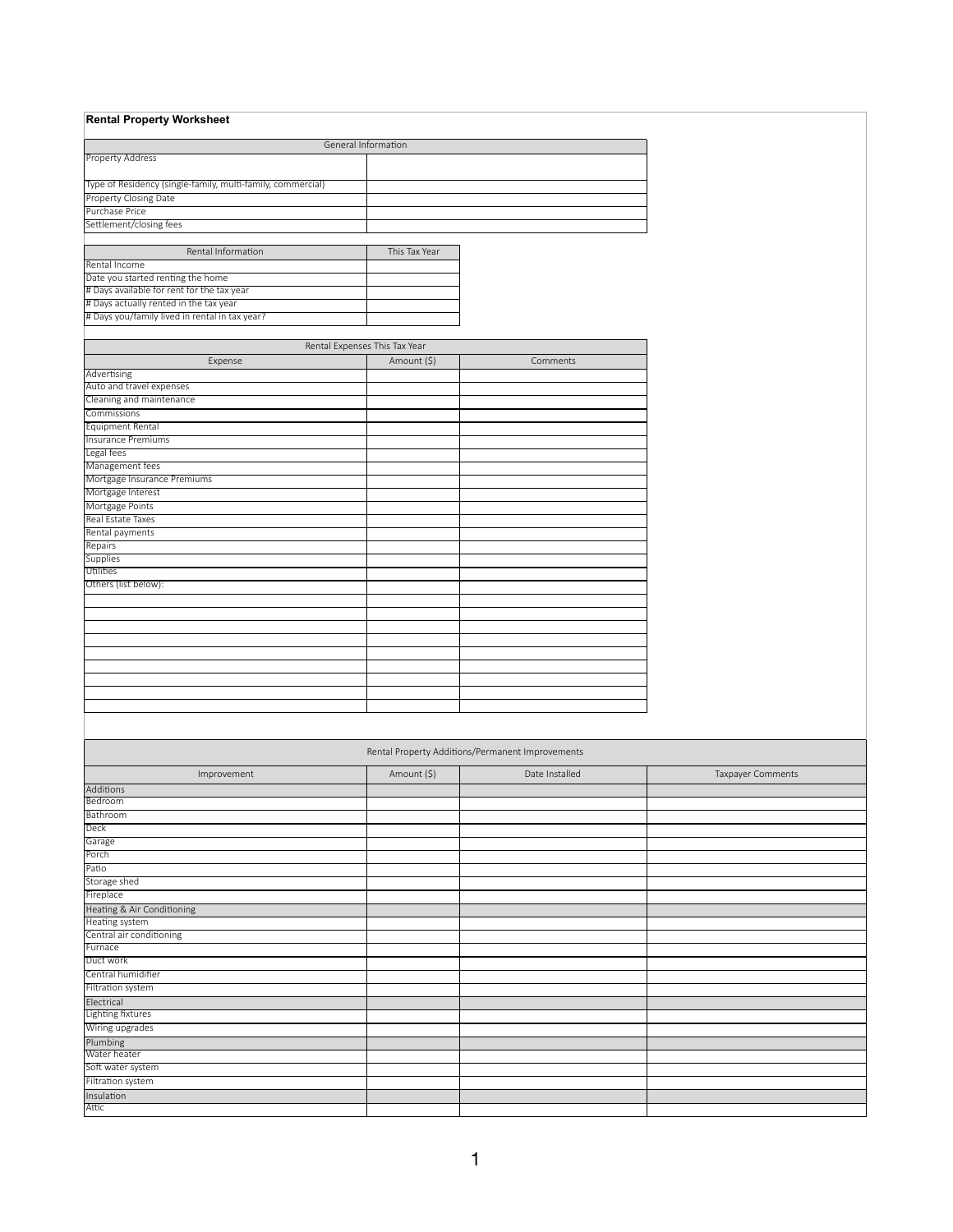## Rental Property Worksheet

| General Information | |
|---|---|
| Property Address | |
| Type of Residency (single-family, multi-family, commercial) | |
| Property Closing Date | |
| Purchase Price | |
| Settlement/closing fees | |

| Rental Information | This Tax Year |
|---|---|
| Rental Income | |
| Date you started renting the home | |
| # Days available for rent for the tax year | |
| # Days actually rented in the tax year | |
| # Days you/family lived in rental in tax year? | |

| Rental Expenses This Tax Year | | |
|---|---|---|
| Expense | Amount ($) | Comments |
| Advertising | | |
| Auto and travel expenses | | |
| Cleaning and maintenance | | |
| Commissions | | |
| Equipment Rental | | |
| Insurance Premiums | | |
| Legal fees | | |
| Management fees | | |
| Mortgage Insurance Premiums | | |
| Mortgage Interest | | |
| Mortgage Points | | |
| Real Estate Taxes | | |
| Rental payments | | |
| Repairs | | |
| Supplies | | |
| Utilities | | |
| Others (list below): | | |
| | | |
| | | |
| | | |
| | | |
| | | |
| | | |
| | | |
| | | |
| | | |

| Rental Property Additions/Permanent Improvements | | | |
|---|---|---|---|
| Improvement | Amount ($) | Date Installed | Taxpayer Comments |
| Additions | | | |
| Bedroom | | | |
| Bathroom | | | |
| Deck | | | |
| Garage | | | |
| Porch | | | |
| Patio | | | |
| Storage shed | | | |
| Fireplace | | | |
| Heating & Air Conditioning | | | |
| Heating system | | | |
| Central air conditioning | | | |
| Furnace | | | |
| Duct work | | | |
| Central humidifier | | | |
| Filtration system | | | |
| Electrical | | | |
| Lighting fixtures | | | |
| Wiring upgrades | | | |
| Plumbing | | | |
| Water heater | | | |
| Soft water system | | | |
| Filtration system | | | |
| Insulation | | | |
| Attic | | | |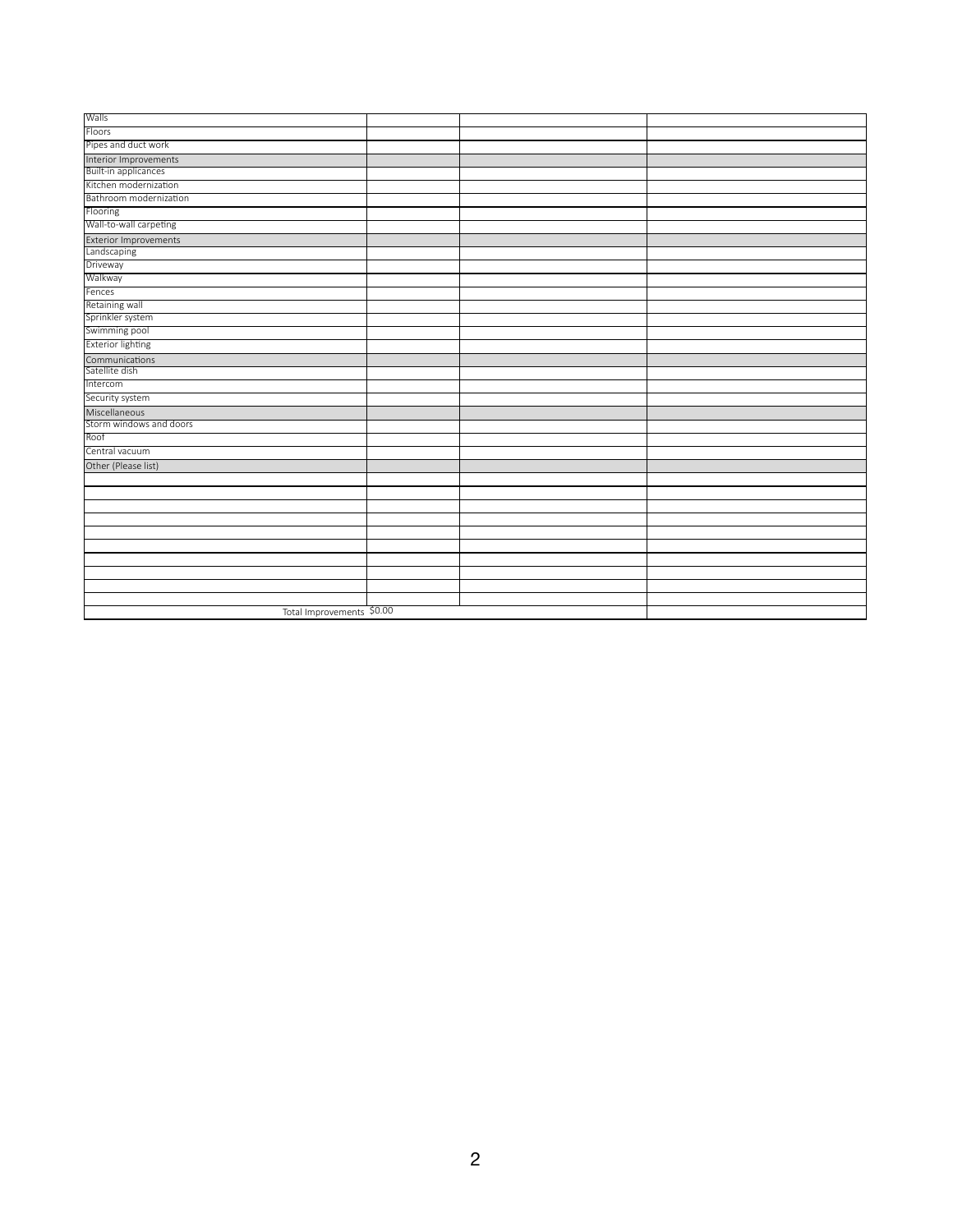| | | | |
|---|---|---|---|
| Walls | | | |
| Floors | | | |
| Pipes and duct work | | | |
| Interior Improvements | | | |
| Built-in applicances | | | |
| Kitchen modernization | | | |
| Bathroom modernization | | | |
| Flooring | | | |
| Wall-to-wall carpeting | | | |
| Exterior Improvements | | | |
| Landscaping | | | |
| Driveway | | | |
| Walkway | | | |
| Fences | | | |
| Retaining wall | | | |
| Sprinkler system | | | |
| Swimming pool | | | |
| Exterior lighting | | | |
| Communications | | | |
| Satellite dish | | | |
| Intercom | | | |
| Security system | | | |
| Miscellaneous | | | |
| Storm windows and doors | | | |
| Roof | | | |
| Central vacuum | | | |
| Other (Please list) | | | |
| | | | |
| | | | |
| | | | |
| | | | |
| | | | |
| | | | |
| | | | |
| | | | |
| | | | |
| | | | |
| Total Improvements | $0.00 | | |